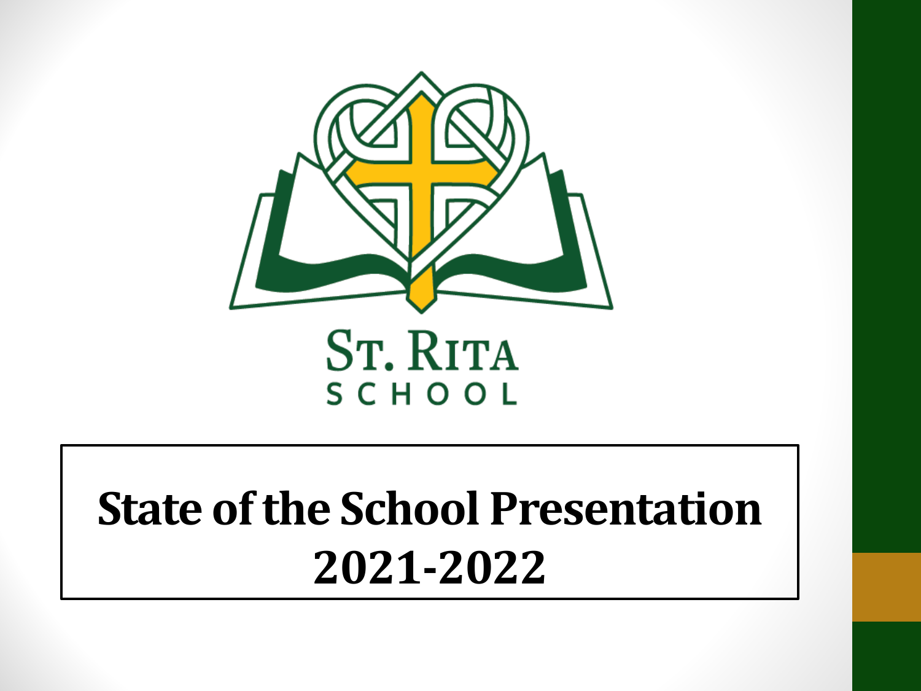ST. RITA
SCHOOL

# State of the School Presentation 2021-2022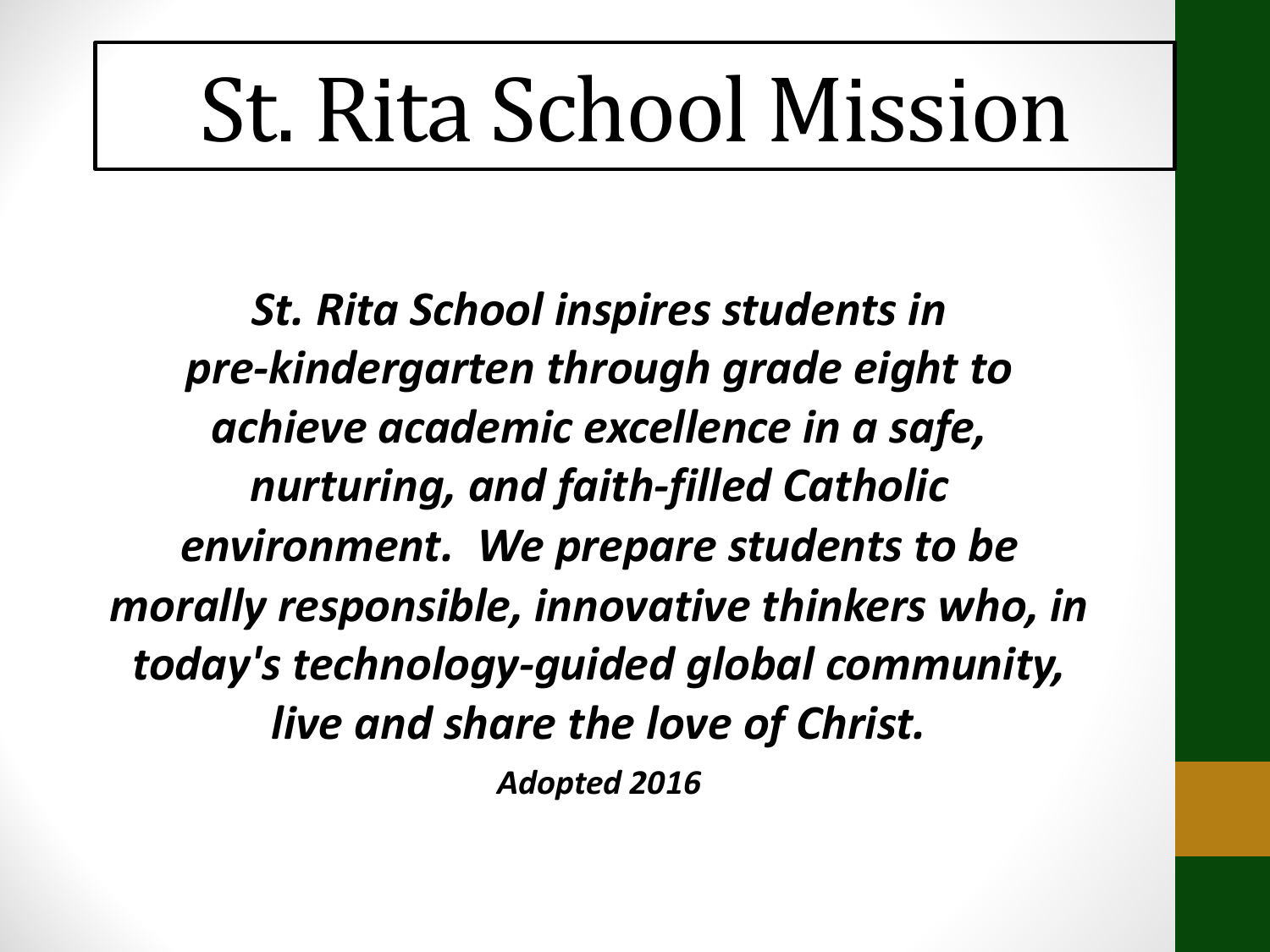# St. Rita School Mission

***St. Rita School inspires students in pre-kindergarten through grade eight to achieve academic excellence in a safe, nurturing, and faith-filled Catholic environment. We prepare students to be morally responsible, innovative thinkers who, in today's technology-guided global community, live and share the love of Christ.***

***Adopted 2016***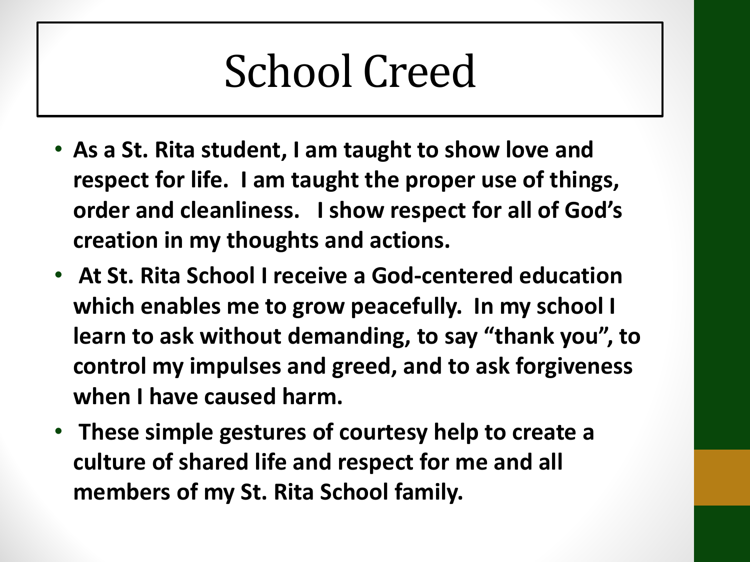# School Creed

- **As a St. Rita student, I am taught to show love and respect for life. I am taught the proper use of things, order and cleanliness. I show respect for all of God's creation in my thoughts and actions.**
- **At St. Rita School I receive a God-centered education which enables me to grow peacefully. In my school I learn to ask without demanding, to say "thank you", to control my impulses and greed, and to ask forgiveness when I have caused harm.**
- **These simple gestures of courtesy help to create a culture of shared life and respect for me and all members of my St. Rita School family.**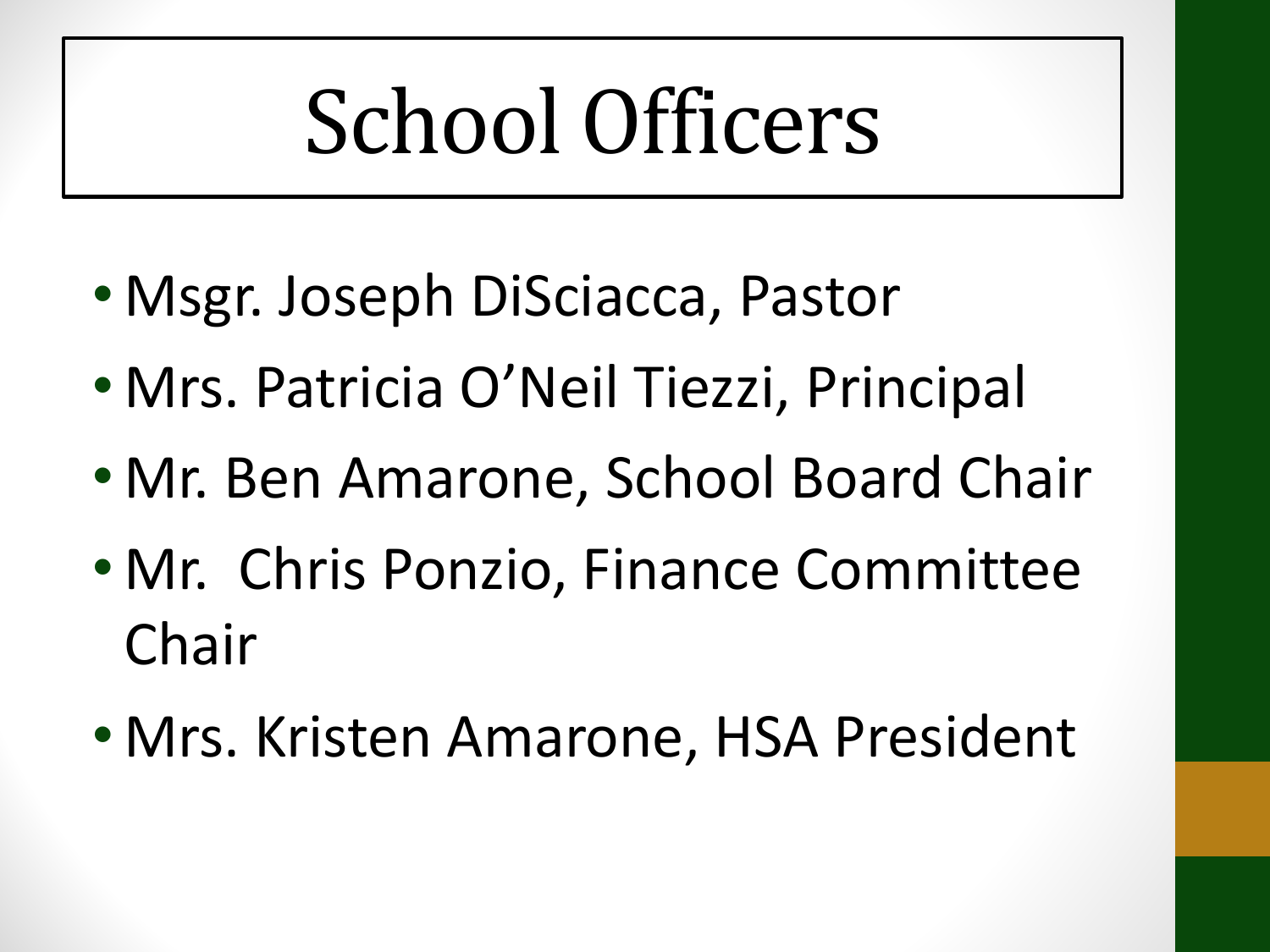# School Officers

- Msgr. Joseph DiSciacca, Pastor
- Mrs. Patricia O’Neil Tiezzi, Principal
- Mr. Ben Amarone, School Board Chair
- Mr. Chris Ponzio, Finance Committee Chair
- Mrs. Kristen Amarone, HSA President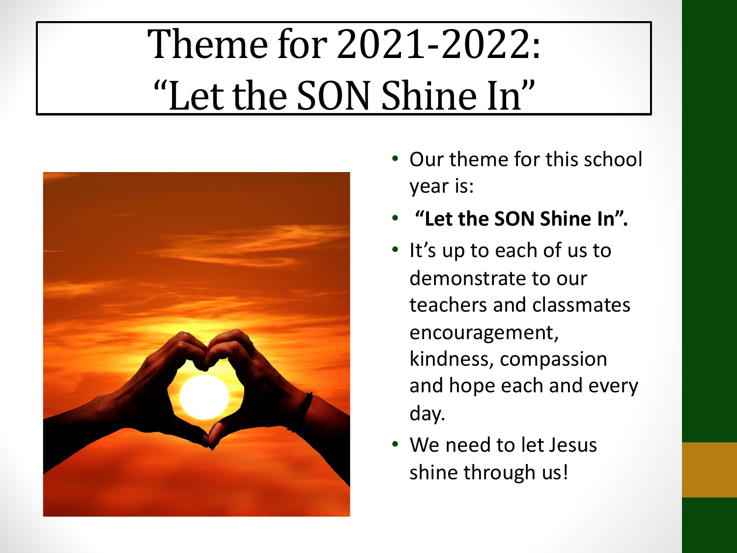# Theme for 2021-2022: "Let the SON Shine In"

- Our theme for this school year is:
- **"Let the SON Shine In".**
- It's up to each of us to demonstrate to our teachers and classmates encouragement, kindness, compassion and hope each and every day.
- We need to let Jesus shine through us!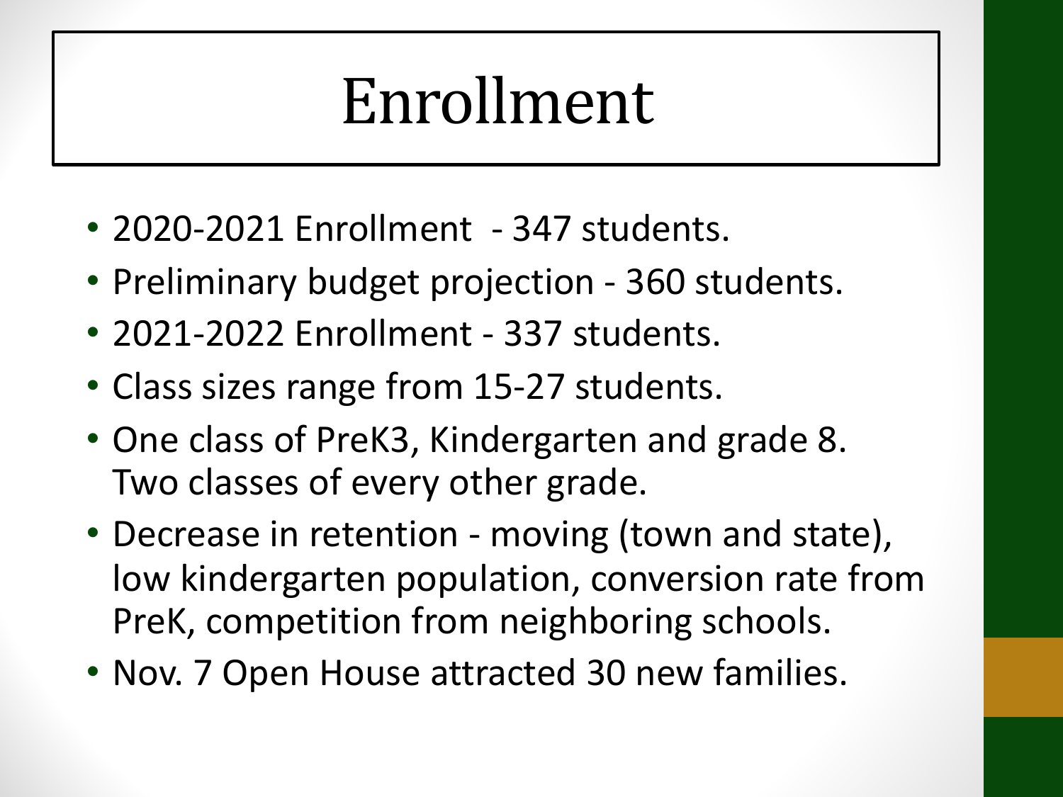# Enrollment

- 2020-2021 Enrollment - 347 students.
- Preliminary budget projection - 360 students.
- 2021-2022 Enrollment - 337 students.
- Class sizes range from 15-27 students.
- One class of PreK3, Kindergarten and grade 8. Two classes of every other grade.
- Decrease in retention - moving (town and state), low kindergarten population, conversion rate from PreK, competition from neighboring schools.
- Nov. 7 Open House attracted 30 new families.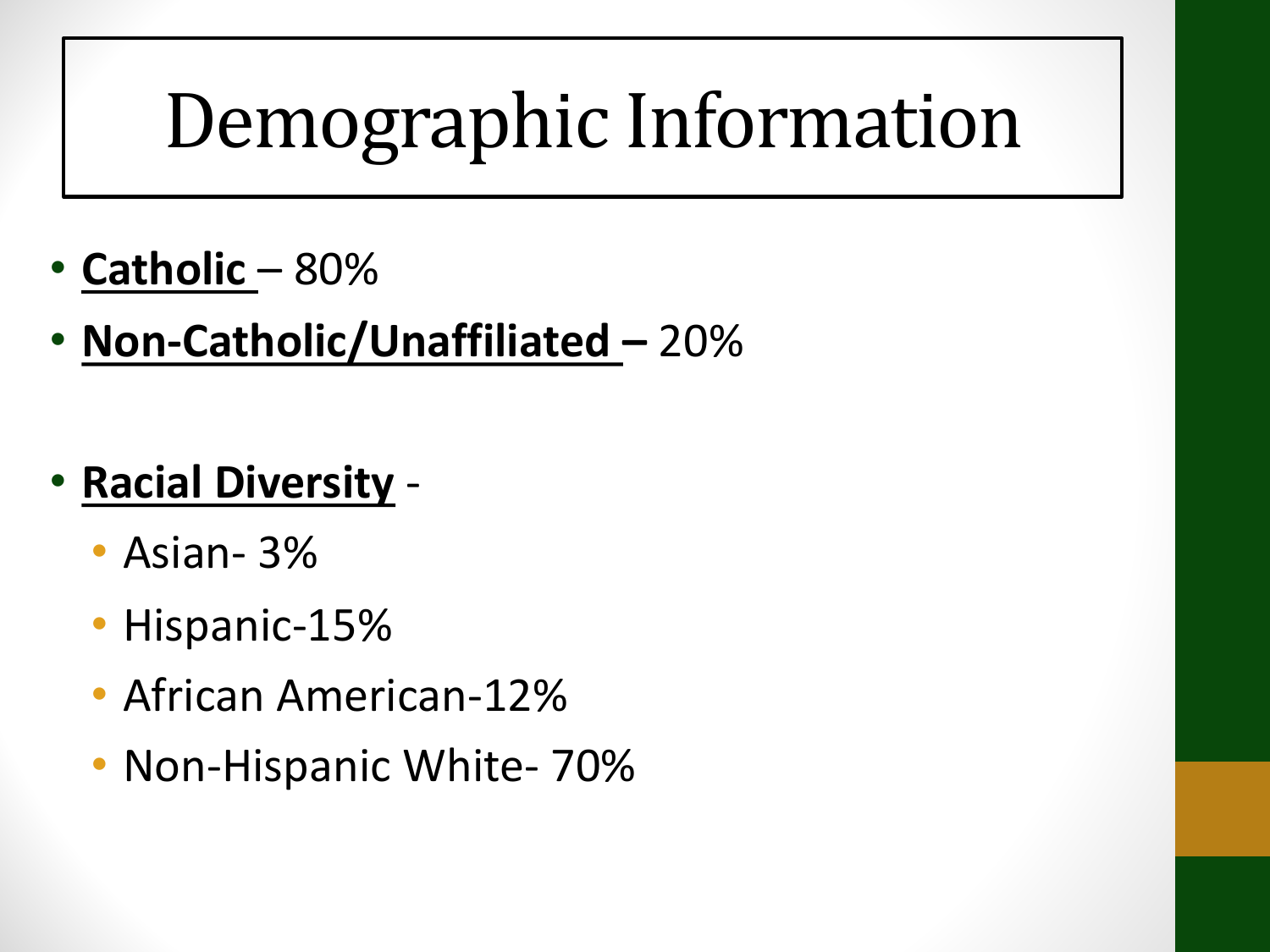# Demographic Information

- **Catholic** – 80%
- **Non-Catholic/Unaffiliated –** 20%

- **Racial Diversity** -
  - Asian- 3%
  - Hispanic-15%
  - African American-12%
  - Non-Hispanic White- 70%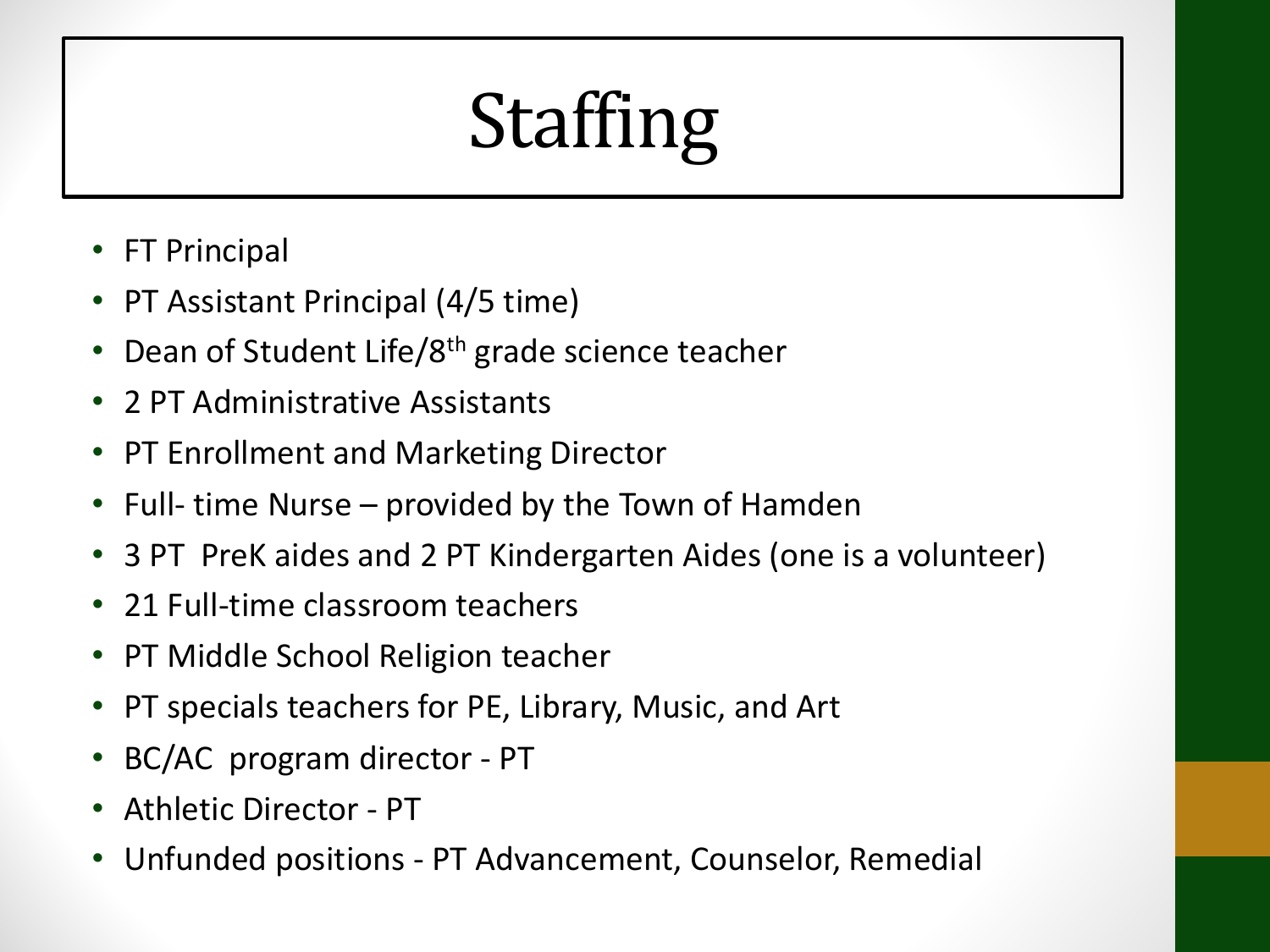# Staffing

- FT Principal
- PT Assistant Principal (4/5 time)
- Dean of Student Life/8th grade science teacher
- 2 PT Administrative Assistants
- PT Enrollment and Marketing Director
- Full- time Nurse – provided by the Town of Hamden
- 3 PT PreK aides and 2 PT Kindergarten Aides (one is a volunteer)
- 21 Full-time classroom teachers
- PT Middle School Religion teacher
- PT specials teachers for PE, Library, Music, and Art
- BC/AC program director - PT
- Athletic Director - PT
- Unfunded positions - PT Advancement, Counselor, Remedial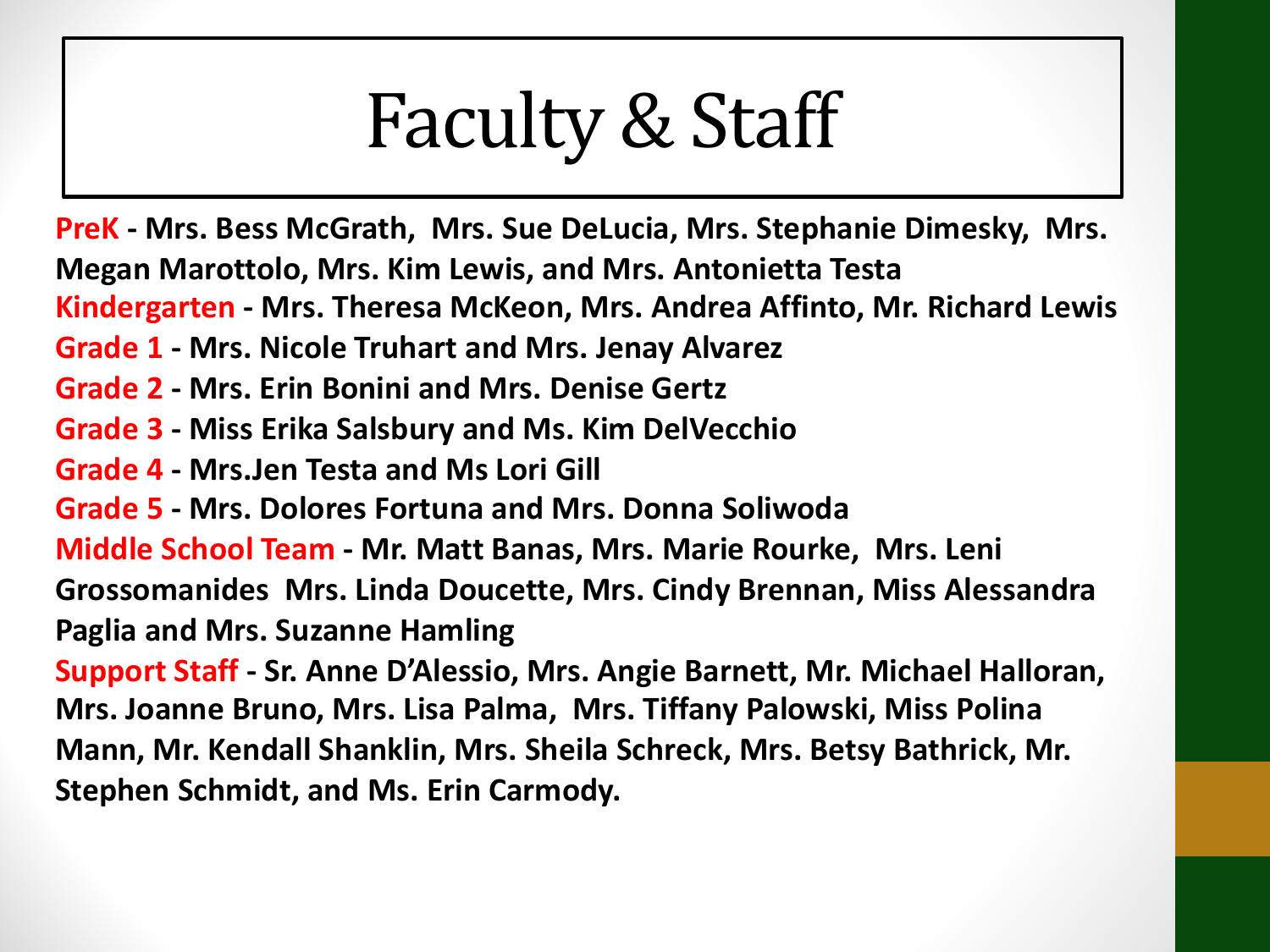# Faculty & Staff

**PreK - Mrs. Bess McGrath, Mrs. Sue DeLucia, Mrs. Stephanie Dimesky, Mrs. Megan Marottolo, Mrs. Kim Lewis, and Mrs. Antonietta Testa**

**Kindergarten - Mrs. Theresa McKeon, Mrs. Andrea Affinto, Mr. Richard Lewis**

**Grade 1 - Mrs. Nicole Truhart and Mrs. Jenay Alvarez**

**Grade 2 - Mrs. Erin Bonini and Mrs. Denise Gertz**

**Grade 3 - Miss Erika Salsbury and Ms. Kim DelVecchio**

**Grade 4 - Mrs.Jen Testa and Ms Lori Gill**

**Grade 5 - Mrs. Dolores Fortuna and Mrs. Donna Soliwoda**

**Middle School Team - Mr. Matt Banas, Mrs. Marie Rourke, Mrs. Leni Grossomanides Mrs. Linda Doucette, Mrs. Cindy Brennan, Miss Alessandra Paglia and Mrs. Suzanne Hamling**

**Support Staff - Sr. Anne D'Alessio, Mrs. Angie Barnett, Mr. Michael Halloran, Mrs. Joanne Bruno, Mrs. Lisa Palma, Mrs. Tiffany Palowski, Miss Polina Mann, Mr. Kendall Shanklin, Mrs. Sheila Schreck, Mrs. Betsy Bathrick, Mr. Stephen Schmidt, and Ms. Erin Carmody.**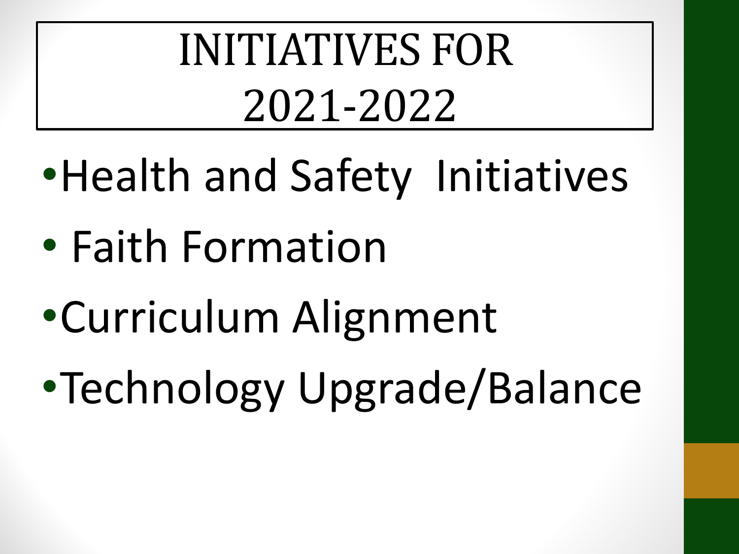# INITIATIVES FOR 2021-2022

- Health and Safety Initiatives
- Faith Formation
- Curriculum Alignment
- Technology Upgrade/Balance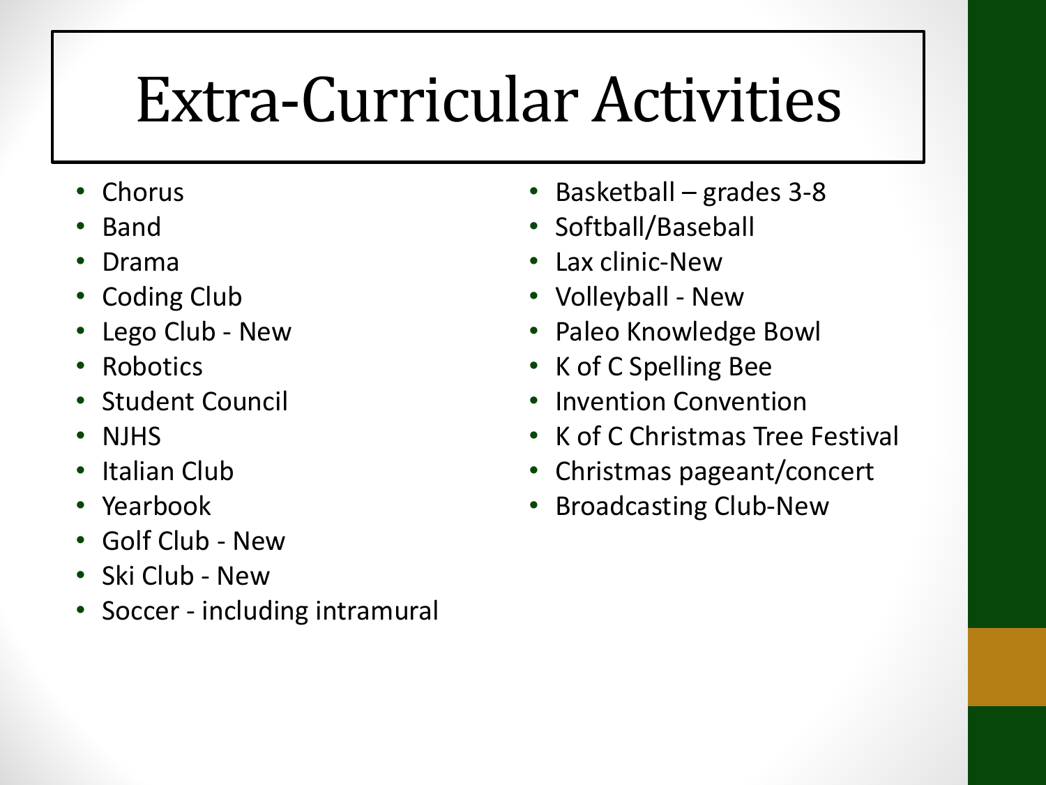# Extra-Curricular Activities

- Chorus
- Band
- Drama
- Coding Club
- Lego Club - New
- Robotics
- Student Council
- NJHS
- Italian Club
- Yearbook
- Golf Club - New
- Ski Club - New
- Soccer - including intramural
- Basketball – grades 3-8
- Softball/Baseball
- Lax clinic-New
- Volleyball - New
- Paleo Knowledge Bowl
- K of C Spelling Bee
- Invention Convention
- K of C Christmas Tree Festival
- Christmas pageant/concert
- Broadcasting Club-New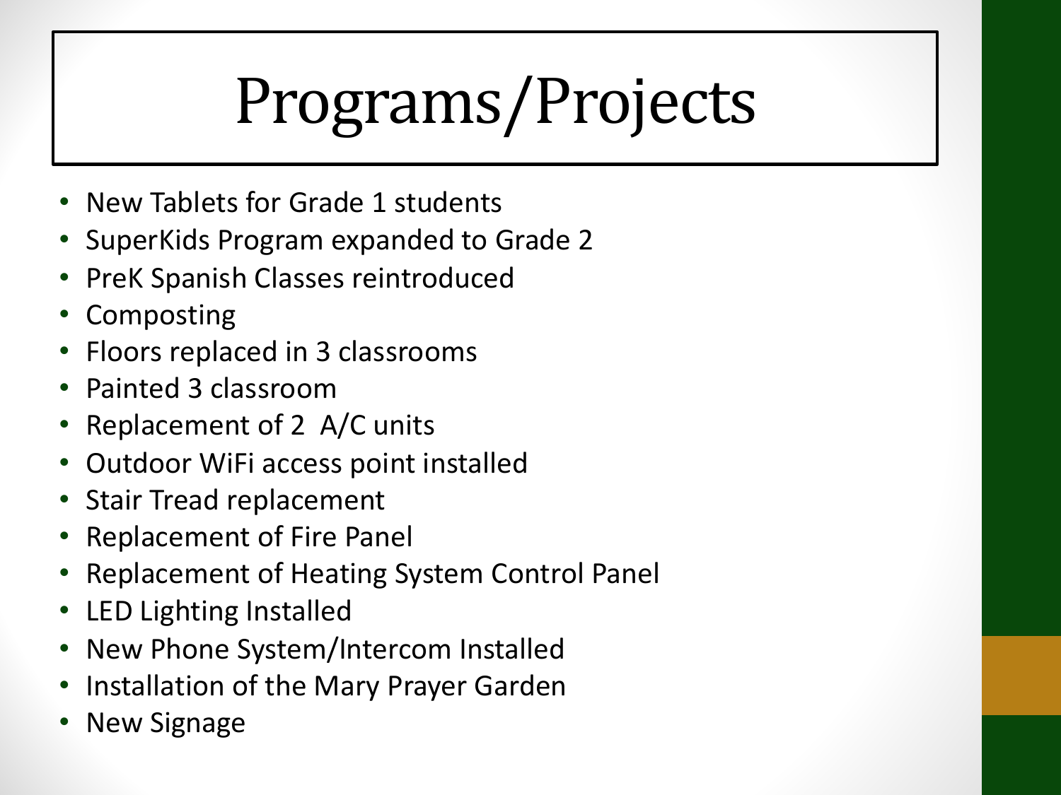# Programs/Projects

- New Tablets for Grade 1 students
- SuperKids Program expanded to Grade 2
- PreK Spanish Classes reintroduced
- Composting
- Floors replaced in 3 classrooms
- Painted 3 classroom
- Replacement of 2  A/C units
- Outdoor WiFi access point installed
- Stair Tread replacement
- Replacement of Fire Panel
- Replacement of Heating System Control Panel
- LED Lighting Installed
- New Phone System/Intercom Installed
- Installation of the Mary Prayer Garden
- New Signage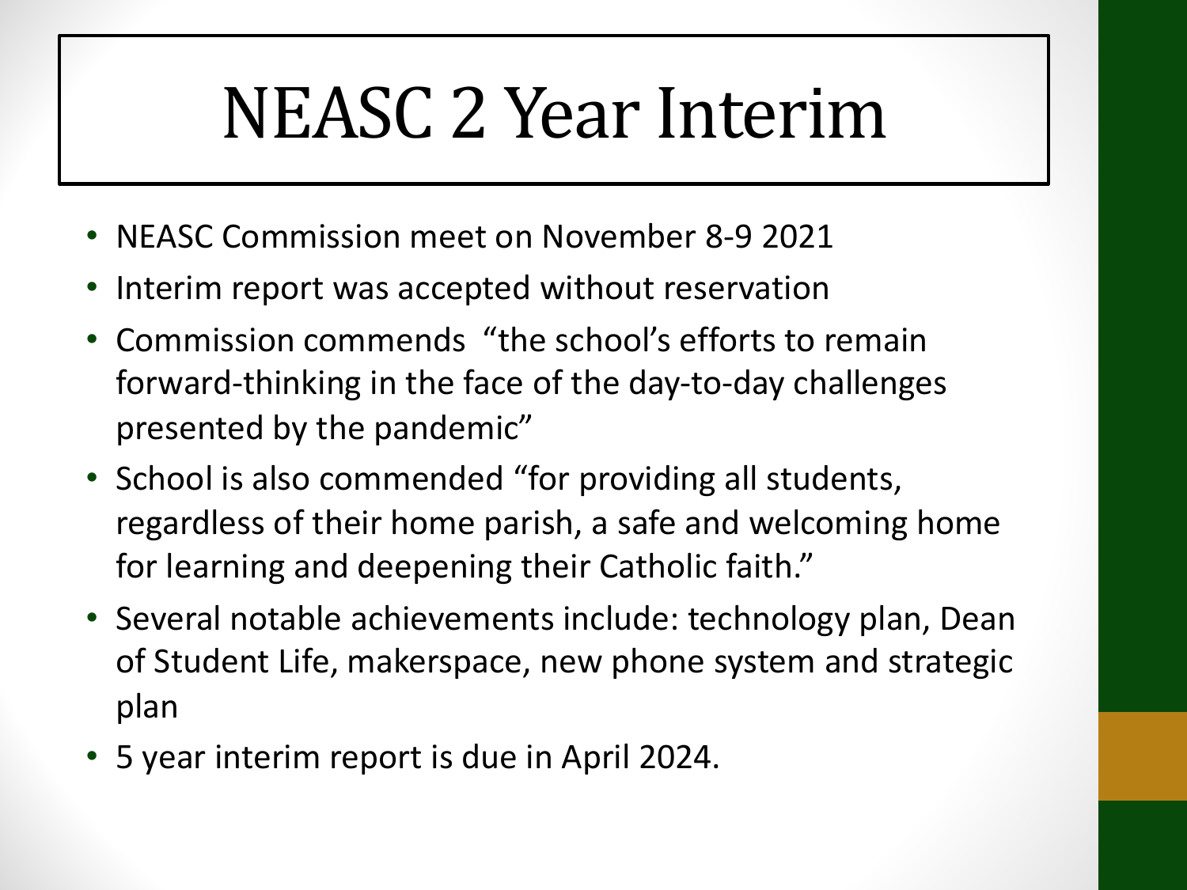# NEASC 2 Year Interim

- NEASC Commission meet on November 8-9 2021
- Interim report was accepted without reservation
- Commission commends "the school's efforts to remain forward-thinking in the face of the day-to-day challenges presented by the pandemic"
- School is also commended "for providing all students, regardless of their home parish, a safe and welcoming home for learning and deepening their Catholic faith."
- Several notable achievements include: technology plan, Dean of Student Life, makerspace, new phone system and strategic plan
- 5 year interim report is due in April 2024.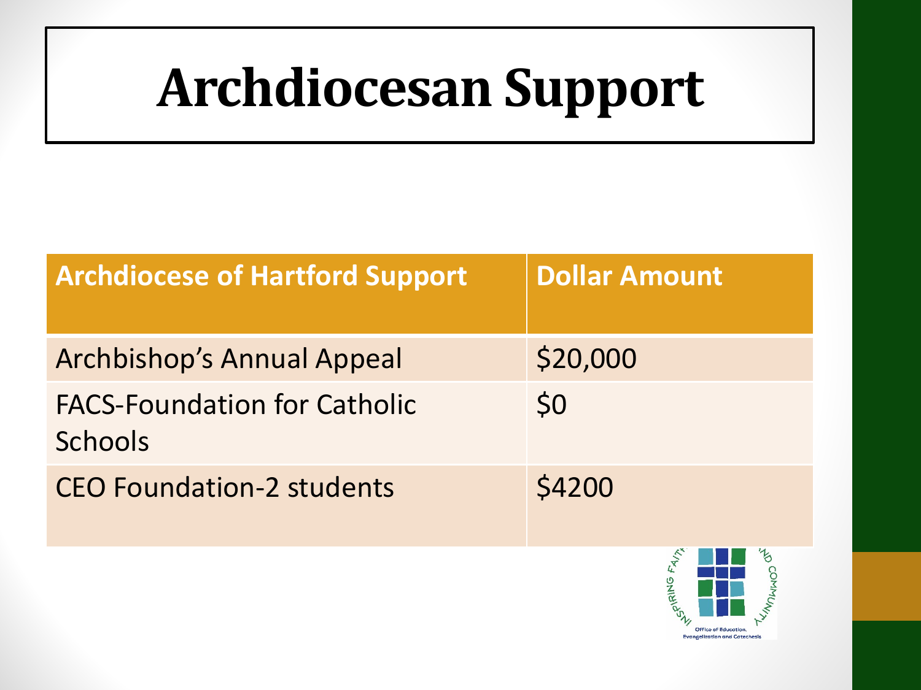# Archdiocesan Support

| Archdiocese of Hartford Support | Dollar Amount |
|---|---|
| Archbishop's Annual Appeal | $20,000 |
| FACS-Foundation for Catholic Schools | $0 |
| CEO Foundation-2 students | $4200 |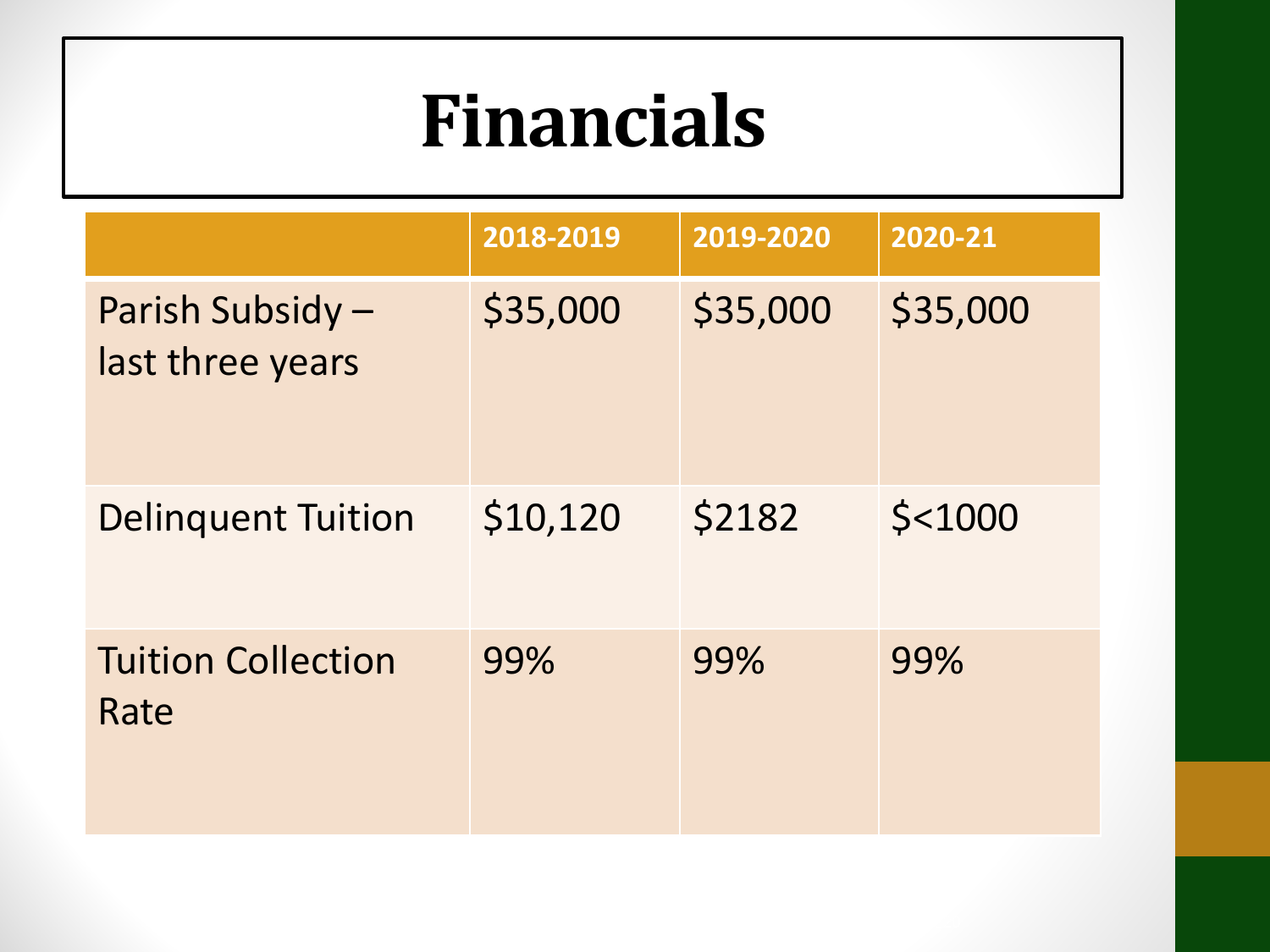# Financials

| | 2018-2019 | 2019-2020 | 2020-21 |
|---|---|---|---|
| Parish Subsidy – last three years | $35,000 | $35,000 | $35,000 |
| Delinquent Tuition | $10,120 | $2182 | $<1000 |
| Tuition Collection Rate | 99% | 99% | 99% |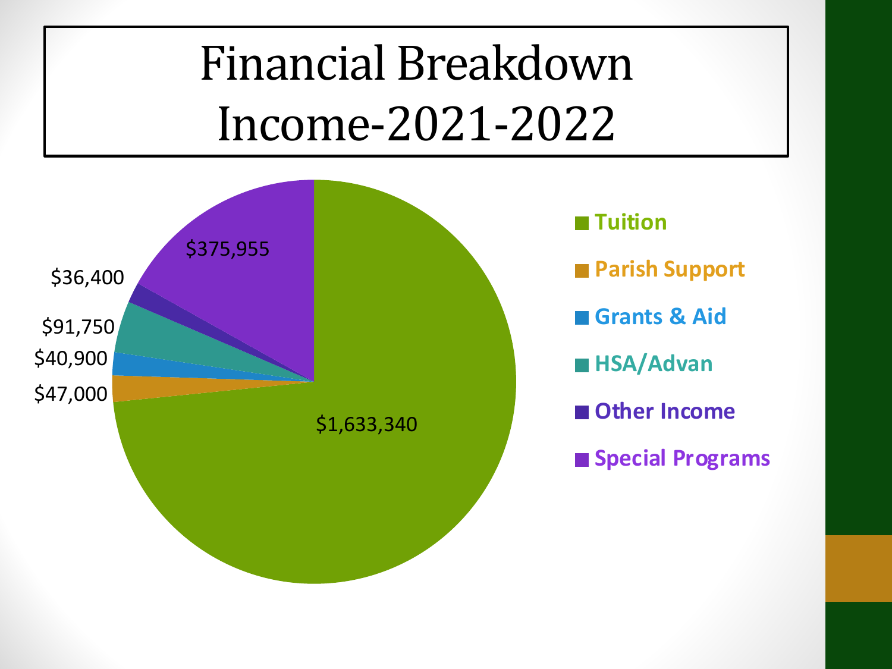# Financial Breakdown Income-2021-2022

| Category | Amount |
| --- | --- |
| Tuition | $1,633,340 |
| Parish Support | $47,000 |
| Grants & Aid | $40,900 |
| HSA/Advan | $91,750 |
| Other Income | $36,400 |
| Special Programs | $375,955 |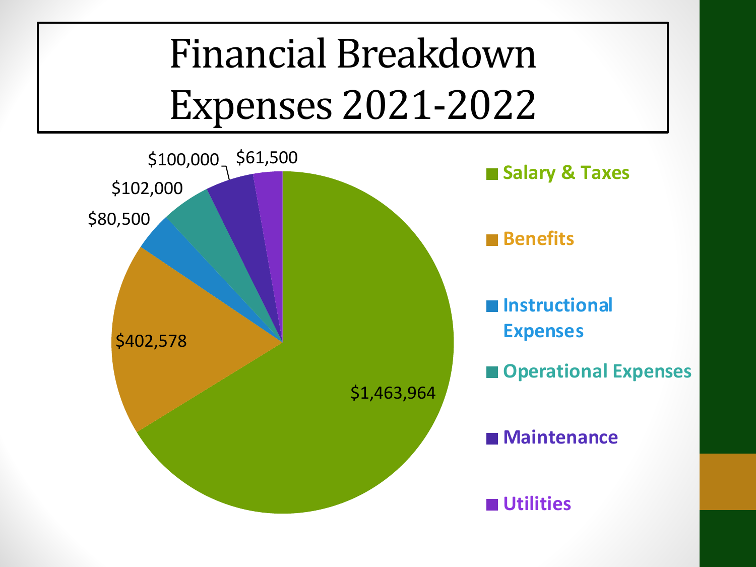# Financial Breakdown Expenses 2021-2022

| Category | Amount |
|---|---|
| Salary & Taxes | $1,463,964 |
| Benefits | $402,578 |
| Instructional Expenses | $80,500 |
| Operational Expenses | $102,000 |
| Maintenance | $100,000 |
| Utilities | $61,500 |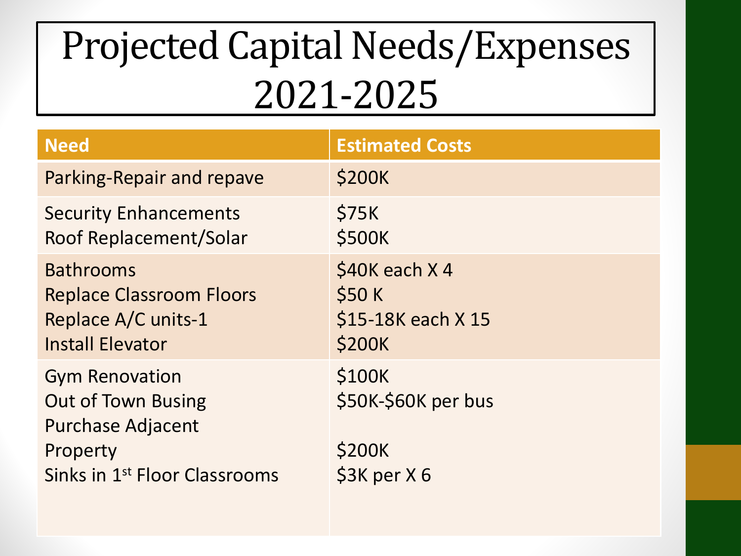# Projected Capital Needs/Expenses 2021-2025

| Need | Estimated Costs |
|---|---|
| Parking-Repair and repave | $200K |
| Security Enhancements | $75K |
| Roof Replacement/Solar | $500K |
| Bathrooms | $40K each X 4 |
| Replace Classroom Floors | $50 K |
| Replace A/C units-1 | $15-18K each X 15 |
| Install Elevator | $200K |
| Gym Renovation | $100K |
| Out of Town Busing | $50K-$60K per bus |
| Purchase Adjacent Property | $200K |
| Sinks in 1st Floor Classrooms | $3K per X 6 |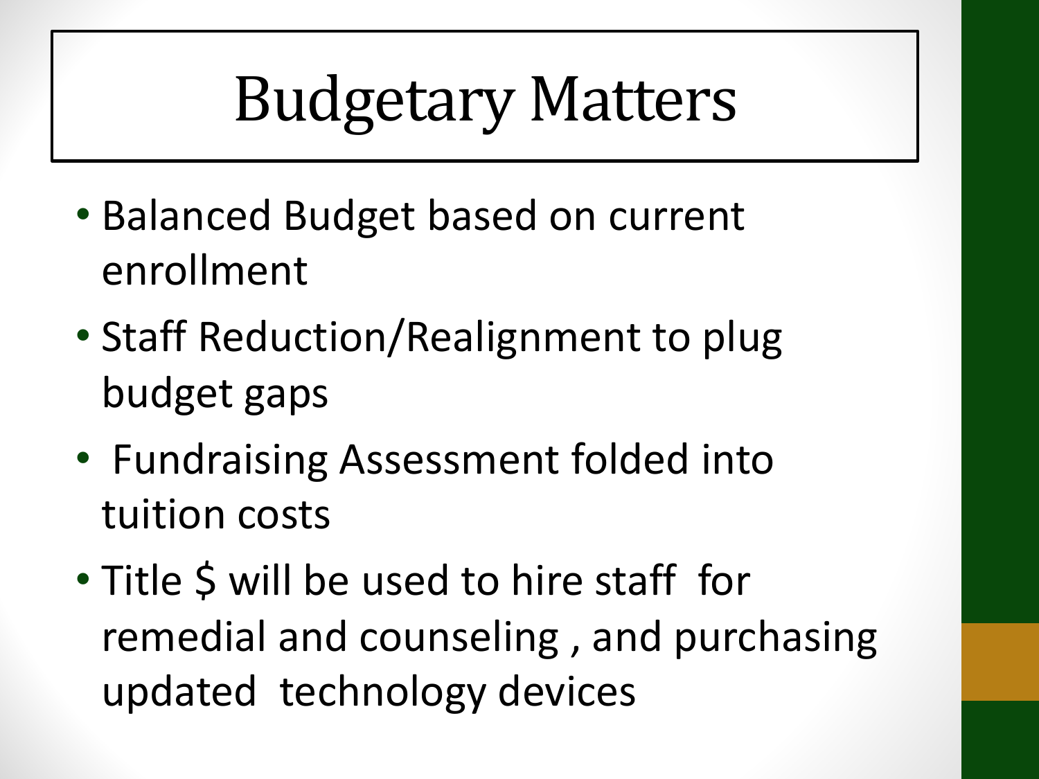# Budgetary Matters

- Balanced Budget based on current enrollment
- Staff Reduction/Realignment to plug budget gaps
- Fundraising Assessment folded into tuition costs
- Title $ will be used to hire staff for remedial and counseling , and purchasing updated technology devices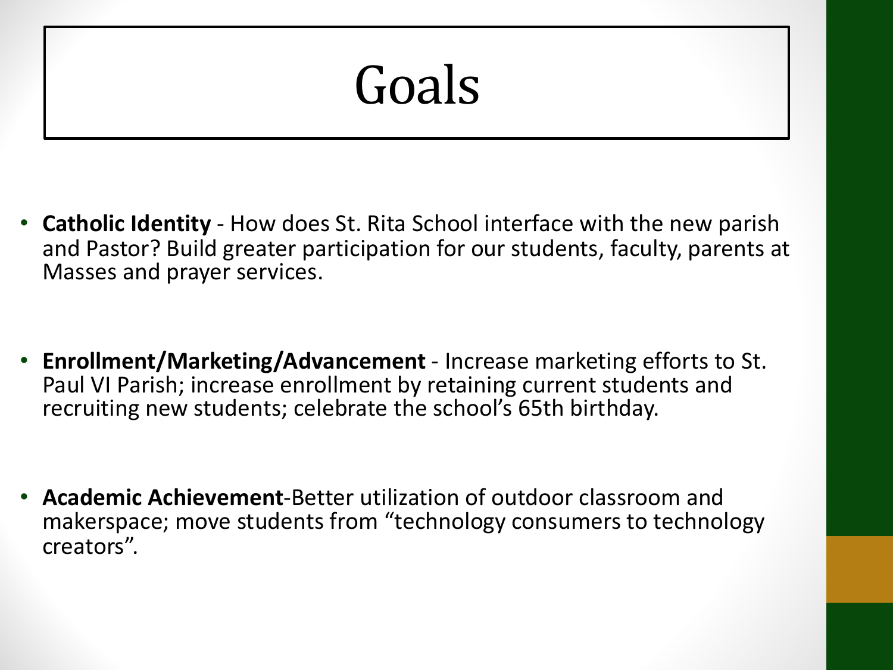# Goals

- **Catholic Identity** - How does St. Rita School interface with the new parish and Pastor? Build greater participation for our students, faculty, parents at Masses and prayer services.

- **Enrollment/Marketing/Advancement** - Increase marketing efforts to St. Paul VI Parish; increase enrollment by retaining current students and recruiting new students; celebrate the school's 65th birthday.

- **Academic Achievement**-Better utilization of outdoor classroom and makerspace; move students from "technology consumers to technology creators".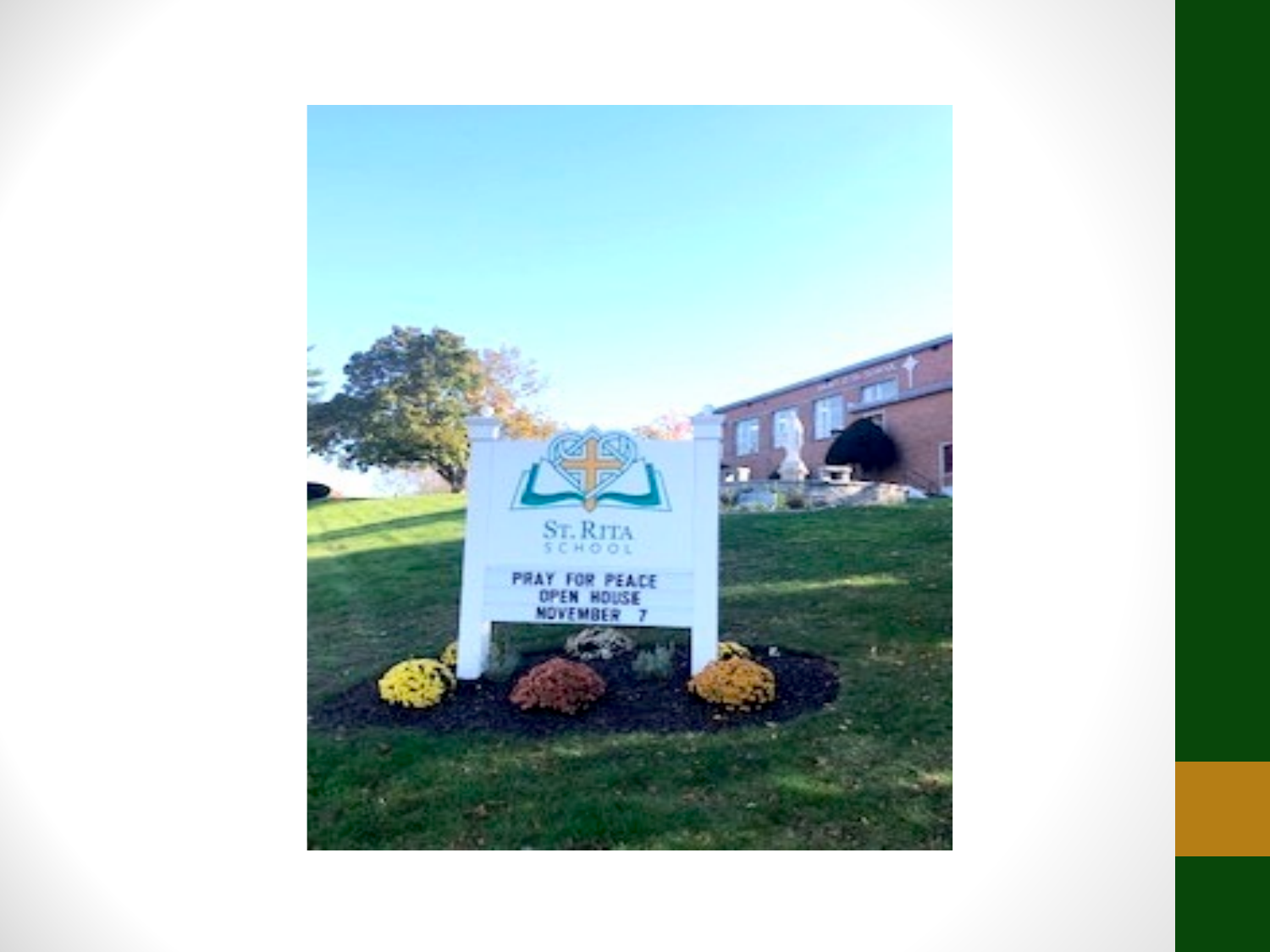ST. RITA SCHOOL

PRAY FOR PEACE
OPEN HOUSE
NOVEMBER 7